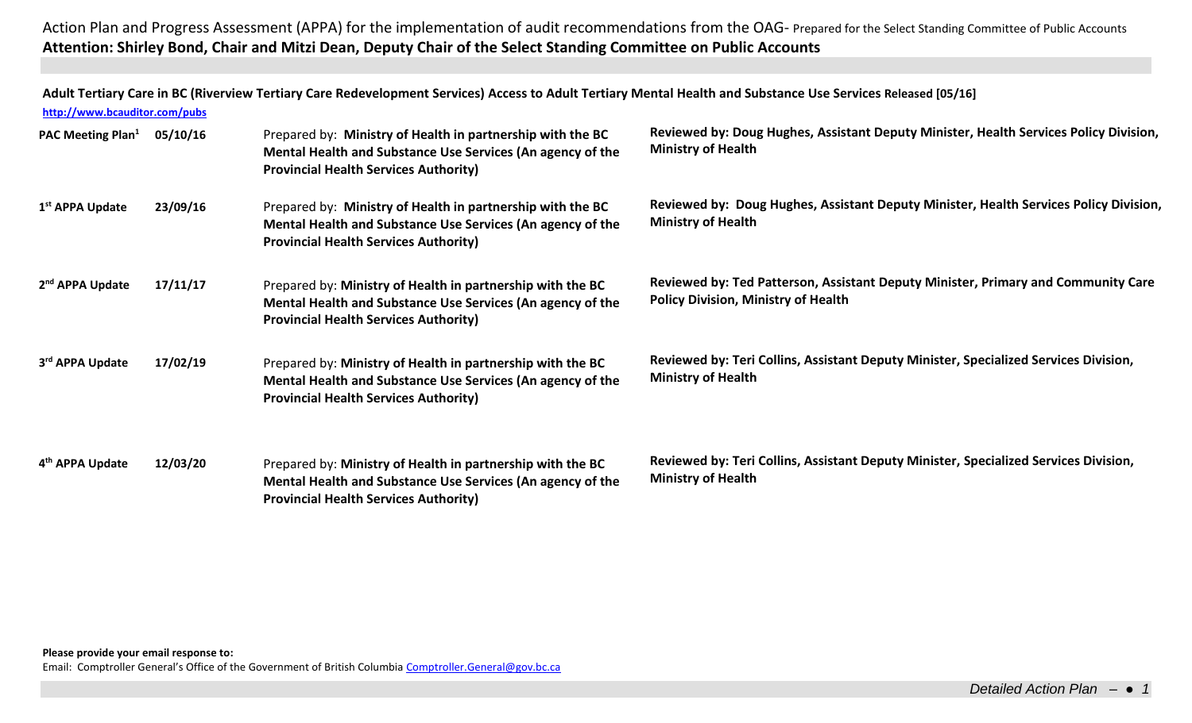Action Plan and Progress Assessment (APPA) for the implementation of audit recommendations from the OAG- Prepared for the Select Standing Committee of Public Accounts

**Attention: Shirley Bond, Chair and Mitzi Dean, Deputy Chair of the Select Standing Committee on Public Accounts**

**Adult Tertiary Care in BC (Riverview Tertiary Care Redevelopment Services) Access to Adult Tertiary Mental Health and Substance Use Services Released [05/16]**

**http://www.bcauditor.com/pubs**

| | | | |
|---|---|---|---|
| **PAC Meeting Plan[1]** | **05/10/16** | Prepared by: **Ministry of Health in partnership with the BC Mental Health and Substance Use Services (An agency of the Provincial Health Services Authority)** | **Reviewed by: Doug Hughes, Assistant Deputy Minister, Health Services Policy Division, Ministry of Health** |
| **1st APPA Update** | **23/09/16** | Prepared by: **Ministry of Health in partnership with the BC Mental Health and Substance Use Services (An agency of the Provincial Health Services Authority)** | **Reviewed by: Doug Hughes, Assistant Deputy Minister, Health Services Policy Division, Ministry of Health** |
| **2nd APPA Update** | **17/11/17** | Prepared by: **Ministry of Health in partnership with the BC Mental Health and Substance Use Services (An agency of the Provincial Health Services Authority)** | **Reviewed by: Ted Patterson, Assistant Deputy Minister, Primary and Community Care Policy Division, Ministry of Health** |
| **3rd APPA Update** | **17/02/19** | Prepared by: **Ministry of Health in partnership with the BC Mental Health and Substance Use Services (An agency of the Provincial Health Services Authority)** | **Reviewed by: Teri Collins, Assistant Deputy Minister, Specialized Services Division, Ministry of Health** |
| **4th APPA Update** | **12/03/20** | Prepared by: **Ministry of Health in partnership with the BC Mental Health and Substance Use Services (An agency of the Provincial Health Services Authority)** | **Reviewed by: Teri Collins, Assistant Deputy Minister, Specialized Services Division, Ministry of Health** |

**Please provide your email response to:**

Email: Comptroller General's Office of the Government of British Columbia Comptroller.General@gov.bc.ca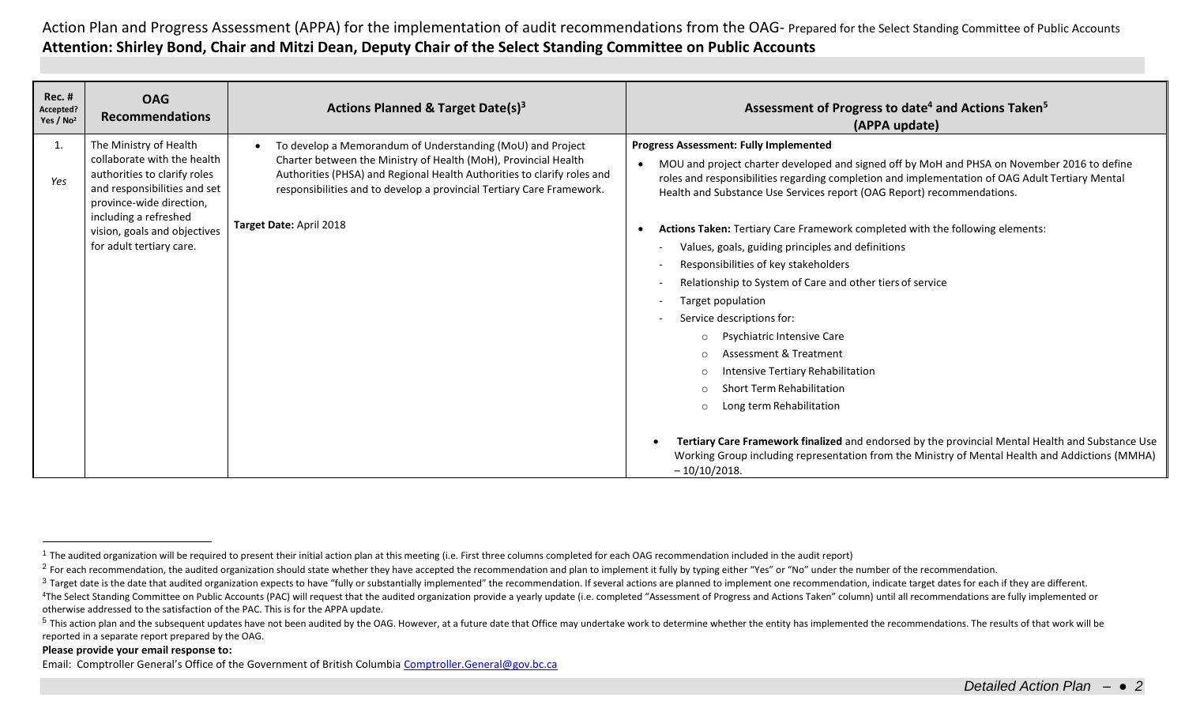Action Plan and Progress Assessment (APPA) for the implementation of audit recommendations from the OAG- Prepared for the Select Standing Committee of Public Accounts

**Attention: Shirley Bond, Chair and Mitzi Dean, Deputy Chair of the Select Standing Committee on Public Accounts**

| Rec. # Accepted? Yes / No[2] | OAG Recommendations | Actions Planned & Target Date(s)[3] | Assessment of Progress to date[4] and Actions Taken[5] (APPA update) |
|---|---|---|---|
| 1. Yes | The Ministry of Health collaborate with the health authorities to clarify roles and responsibilities and set province-wide direction, including a refreshed vision, goals and objectives for adult tertiary care. | • To develop a Memorandum of Understanding (MoU) and Project Charter between the Ministry of Health (MoH), Provincial Health Authorities (PHSA) and Regional Health Authorities to clarify roles and responsibilities and to develop a provincial Tertiary Care Framework.<br><br>**Target Date:** April 2018 | **Progress Assessment: Fully Implemented**<br>• MOU and project charter developed and signed off by MoH and PHSA on November 2016 to define roles and responsibilities regarding completion and implementation of OAG Adult Tertiary Mental Health and Substance Use Services report (OAG Report) recommendations.<br><br>• **Actions Taken:** Tertiary Care Framework completed with the following elements:<br>- Values, goals, guiding principles and definitions<br>- Responsibilities of key stakeholders<br>- Relationship to System of Care and other tiers of service<br>- Target population<br>- Service descriptions for:<br>  ○ Psychiatric Intensive Care<br>  ○ Assessment & Treatment<br>  ○ Intensive Tertiary Rehabilitation<br>  ○ Short Term Rehabilitation<br>  ○ Long term Rehabilitation<br><br>• **Tertiary Care Framework finalized** and endorsed by the provincial Mental Health and Substance Use Working Group including representation from the Ministry of Mental Health and Addictions (MMHA) – 10/10/2018. |

[1] The audited organization will be required to present their initial action plan at this meeting (i.e. First three columns completed for each OAG recommendation included in the audit report)

[2] For each recommendation, the audited organization should state whether they have accepted the recommendation and plan to implement it fully by typing either "Yes" or "No" under the number of the recommendation.

[3] Target date is the date that audited organization expects to have "fully or substantially implemented" the recommendation. If several actions are planned to implement one recommendation, indicate target dates for each if they are different.

[4] The Select Standing Committee on Public Accounts (PAC) will request that the audited organization provide a yearly update (i.e. completed "Assessment of Progress and Actions Taken" column) until all recommendations are fully implemented or otherwise addressed to the satisfaction of the PAC. This is for the APPA update.

[5] This action plan and the subsequent updates have not been audited by the OAG. However, at a future date that Office may undertake work to determine whether the entity has implemented the recommendations. The results of that work will be reported in a separate report prepared by the OAG.

**Please provide your email response to:**

Email: Comptroller General's Office of the Government of British Columbia Comptroller.General@gov.bc.ca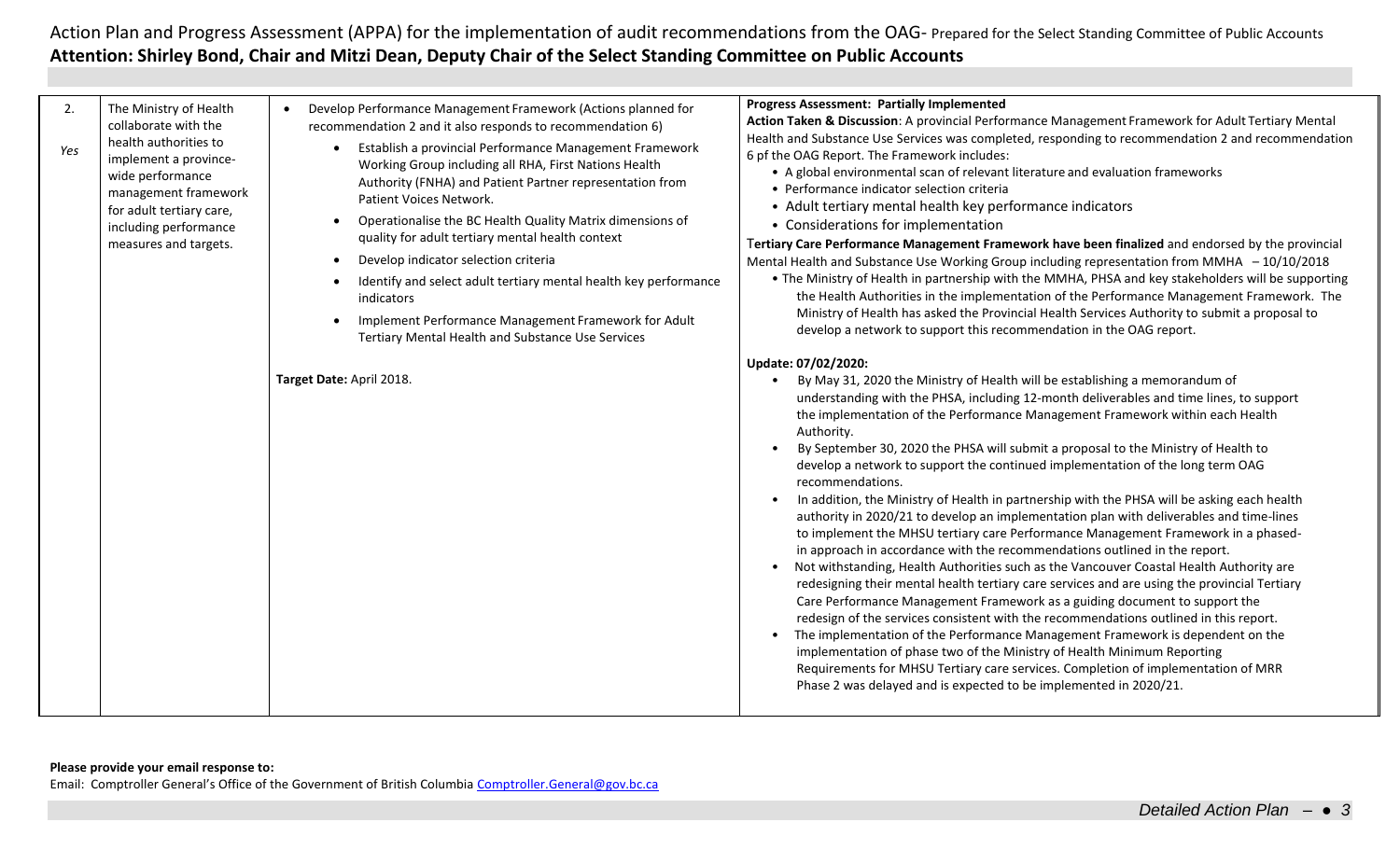Action Plan and Progress Assessment (APPA) for the implementation of audit recommendations from the OAG- Prepared for the Select Standing Committee of Public Accounts

**Attention: Shirley Bond, Chair and Mitzi Dean, Deputy Chair of the Select Standing Committee on Public Accounts**

| | | | |
|---|---|---|---|
| 2.<br><br>*Yes* | The Ministry of Health collaborate with the health authorities to implement a province-wide performance management framework for adult tertiary care, including performance measures and targets. | • Develop Performance Management Framework (Actions planned for recommendation 2 and it also responds to recommendation 6)<br>• Establish a provincial Performance Management Framework Working Group including all RHA, First Nations Health Authority (FNHA) and Patient Partner representation from Patient Voices Network.<br>• Operationalise the BC Health Quality Matrix dimensions of quality for adult tertiary mental health context<br>• Develop indicator selection criteria<br>• Identify and select adult tertiary mental health key performance indicators<br>• Implement Performance Management Framework for Adult Tertiary Mental Health and Substance Use Services<br><br>**Target Date:** April 2018. | **Progress Assessment: Partially Implemented**<br>**Action Taken & Discussion**: A provincial Performance Management Framework for Adult Tertiary Mental Health and Substance Use Services was completed, responding to recommendation 2 and recommendation 6 pf the OAG Report. The Framework includes:<br>• A global environmental scan of relevant literature and evaluation frameworks<br>• Performance indicator selection criteria<br>• Adult tertiary mental health key performance indicators<br>• Considerations for implementation<br>T**ertiary Care Performance Management Framework have been finalized** and endorsed by the provincial Mental Health and Substance Use Working Group including representation from MMHA – 10/10/2018<br>• The Ministry of Health in partnership with the MMHA, PHSA and key stakeholders will be supporting the Health Authorities in the implementation of the Performance Management Framework. The Ministry of Health has asked the Provincial Health Services Authority to submit a proposal to develop a network to support this recommendation in the OAG report.<br><br>**Update: 07/02/2020:**<br>• By May 31, 2020 the Ministry of Health will be establishing a memorandum of understanding with the PHSA, including 12-month deliverables and time lines, to support the implementation of the Performance Management Framework within each Health Authority.<br>• By September 30, 2020 the PHSA will submit a proposal to the Ministry of Health to develop a network to support the continued implementation of the long term OAG recommendations.<br>• In addition, the Ministry of Health in partnership with the PHSA will be asking each health authority in 2020/21 to develop an implementation plan with deliverables and time-lines to implement the MHSU tertiary care Performance Management Framework in a phased-in approach in accordance with the recommendations outlined in the report.<br>• Not withstanding, Health Authorities such as the Vancouver Coastal Health Authority are redesigning their mental health tertiary care services and are using the provincial Tertiary Care Performance Management Framework as a guiding document to support the redesign of the services consistent with the recommendations outlined in this report.<br>• The implementation of the Performance Management Framework is dependent on the implementation of phase two of the Ministry of Health Minimum Reporting Requirements for MHSU Tertiary care services. Completion of implementation of MRR Phase 2 was delayed and is expected to be implemented in 2020/21. |

**Please provide your email response to:**

Email: Comptroller General's Office of the Government of British Columbia Comptroller.General@gov.bc.ca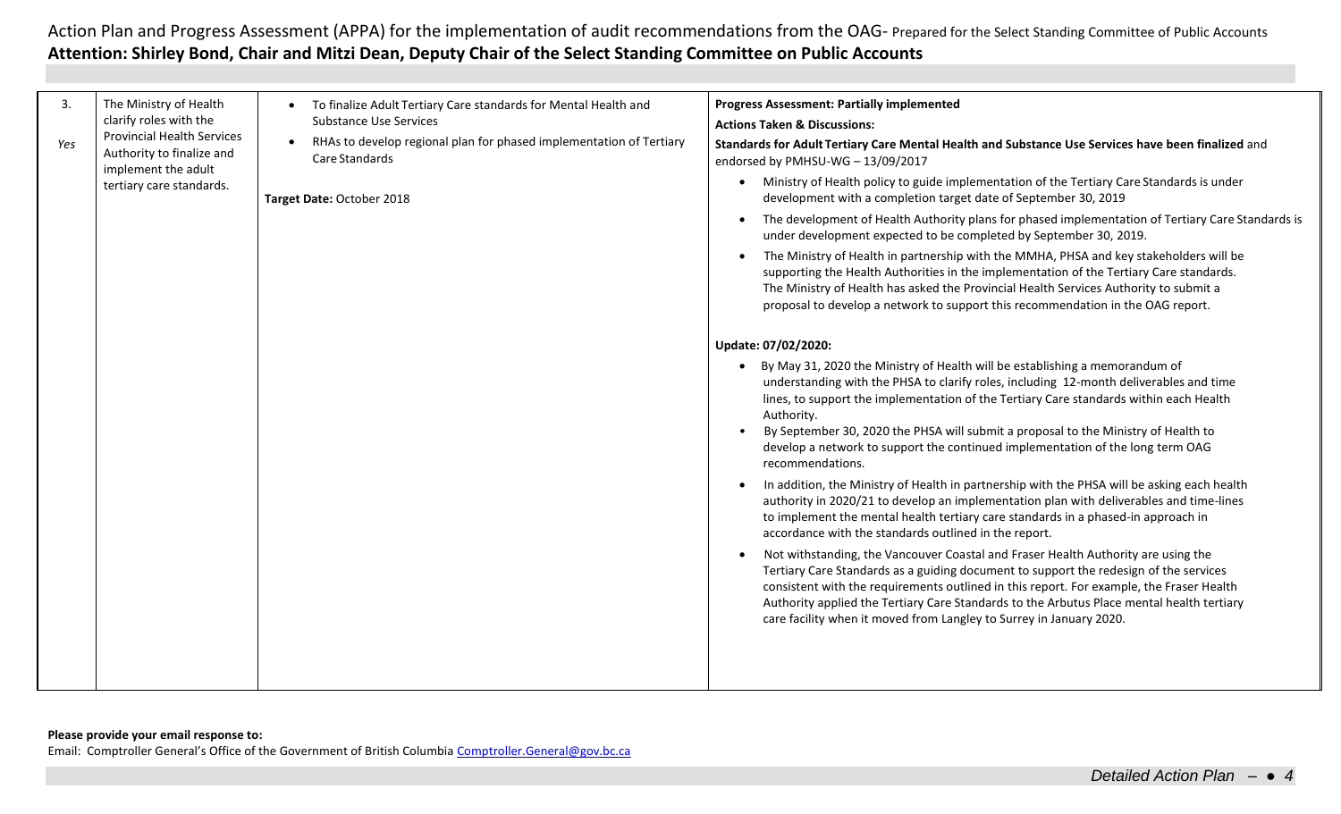| 3.<br><br>*Yes* | The Ministry of Health clarify roles with the Provincial Health Services Authority to finalize and implement the adult tertiary care standards. | • To finalize Adult Tertiary Care standards for Mental Health and Substance Use Services<br>• RHAs to develop regional plan for phased implementation of Tertiary Care Standards<br><br>**Target Date:** October 2018 | **Progress Assessment: Partially implemented**<br>**Actions Taken & Discussions:**<br>**Standards for Adult Tertiary Care Mental Health and Substance Use Services have been finalized** and endorsed by PMHSU-WG – 13/09/2017<br>• Ministry of Health policy to guide implementation of the Tertiary Care Standards is under development with a completion target date of September 30, 2019<br>• The development of Health Authority plans for phased implementation of Tertiary Care Standards is under development expected to be completed by September 30, 2019.<br>• The Ministry of Health in partnership with the MMHA, PHSA and key stakeholders will be supporting the Health Authorities in the implementation of the Tertiary Care standards. The Ministry of Health has asked the Provincial Health Services Authority to submit a proposal to develop a network to support this recommendation in the OAG report.<br><br>**Update: 07/02/2020:**<br>• By May 31, 2020 the Ministry of Health will be establishing a memorandum of understanding with the PHSA to clarify roles, including 12-month deliverables and time lines, to support the implementation of the Tertiary Care standards within each Health Authority.<br>• By September 30, 2020 the PHSA will submit a proposal to the Ministry of Health to develop a network to support the continued implementation of the long term OAG recommendations.<br>• In addition, the Ministry of Health in partnership with the PHSA will be asking each health authority in 2020/21 to develop an implementation plan with deliverables and time-lines to implement the mental health tertiary care standards in a phased-in approach in accordance with the standards outlined in the report.<br>• Not withstanding, the Vancouver Coastal and Fraser Health Authority are using the Tertiary Care Standards as a guiding document to support the redesign of the services consistent with the requirements outlined in this report. For example, the Fraser Health Authority applied the Tertiary Care Standards to the Arbutus Place mental health tertiary care facility when it moved from Langley to Surrey in January 2020. |
|---|---|---|---|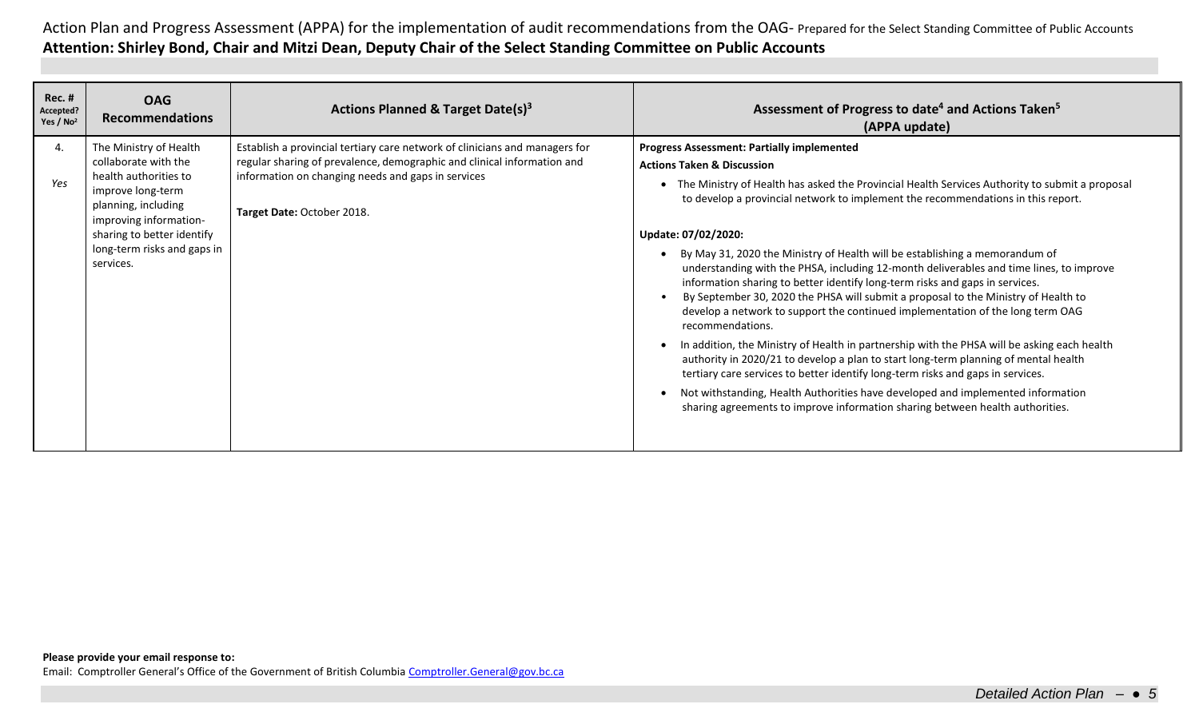Action Plan and Progress Assessment (APPA) for the implementation of audit recommendations from the OAG- Prepared for the Select Standing Committee of Public Accounts

**Attention: Shirley Bond, Chair and Mitzi Dean, Deputy Chair of the Select Standing Committee on Public Accounts**

| Rec. # Accepted? Yes / No[2] | OAG Recommendations | Actions Planned & Target Date(s)[3] | Assessment of Progress to date[4] and Actions Taken[5] (APPA update) |
|---|---|---|---|
| 4. *Yes* | The Ministry of Health collaborate with the health authorities to improve long-term planning, including improving information-sharing to better identify long-term risks and gaps in services. | Establish a provincial tertiary care network of clinicians and managers for regular sharing of prevalence, demographic and clinical information and information on changing needs and gaps in services<br><br>**Target Date:** October 2018. | **Progress Assessment: Partially implemented**<br>**Actions Taken & Discussion**<br>• The Ministry of Health has asked the Provincial Health Services Authority to submit a proposal to develop a provincial network to implement the recommendations in this report.<br><br>**Update: 07/02/2020:**<br>• By May 31, 2020 the Ministry of Health will be establishing a memorandum of understanding with the PHSA, including 12-month deliverables and time lines, to improve information sharing to better identify long-term risks and gaps in services.<br>• By September 30, 2020 the PHSA will submit a proposal to the Ministry of Health to develop a network to support the continued implementation of the long term OAG recommendations.<br>• In addition, the Ministry of Health in partnership with the PHSA will be asking each health authority in 2020/21 to develop a plan to start long-term planning of mental health tertiary care services to better identify long-term risks and gaps in services.<br>• Not withstanding, Health Authorities have developed and implemented information sharing agreements to improve information sharing between health authorities. |

**Please provide your email response to:**
Email: Comptroller General's Office of the Government of British Columbia [Comptroller.General@gov.bc.ca](mailto:Comptroller.General@gov.bc.ca)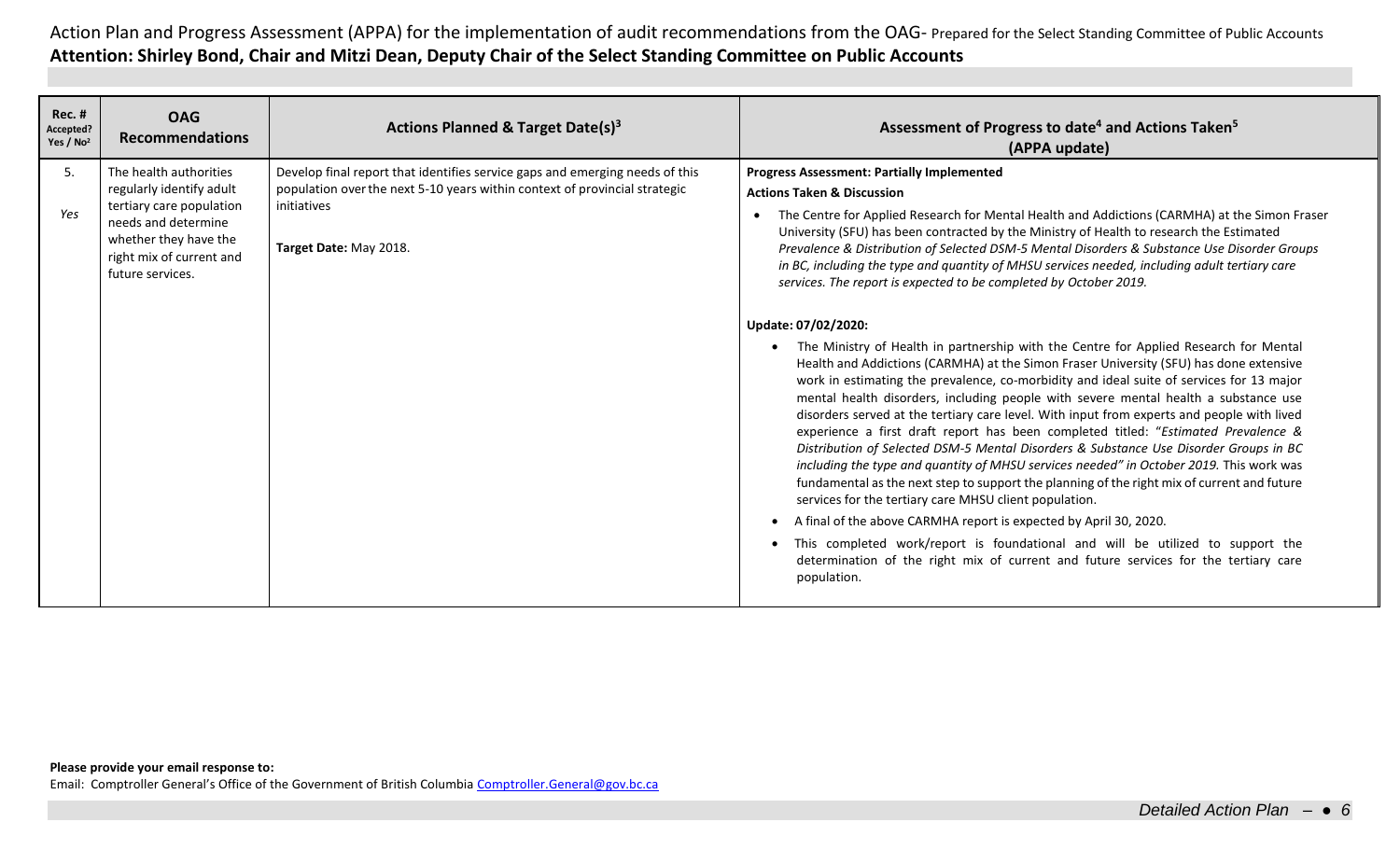Action Plan and Progress Assessment (APPA) for the implementation of audit recommendations from the OAG- Prepared for the Select Standing Committee of Public Accounts

**Attention: Shirley Bond, Chair and Mitzi Dean, Deputy Chair of the Select Standing Committee on Public Accounts**

| Rec. # Accepted? Yes / No[2] | OAG Recommendations | Actions Planned & Target Date(s)[3] | Assessment of Progress to date[4] and Actions Taken[5] (APPA update) |
|---|---|---|---|
| 5. *Yes* | The health authorities regularly identify adult tertiary care population needs and determine whether they have the right mix of current and future services. | Develop final report that identifies service gaps and emerging needs of this population over the next 5-10 years within context of provincial strategic initiatives<br><br>**Target Date:** May 2018. | **Progress Assessment: Partially Implemented**<br>**Actions Taken & Discussion**<br>• The Centre for Applied Research for Mental Health and Addictions (CARMHA) at the Simon Fraser University (SFU) has been contracted by the Ministry of Health to research the Estimated *Prevalence & Distribution of Selected DSM-5 Mental Disorders & Substance Use Disorder Groups in BC, including the type and quantity of MHSU services needed, including adult tertiary care services. The report is expected to be completed by October 2019.*<br><br>**Update: 07/02/2020:**<br>• The Ministry of Health in partnership with the Centre for Applied Research for Mental Health and Addictions (CARMHA) at the Simon Fraser University (SFU) has done extensive work in estimating the prevalence, co-morbidity and ideal suite of services for 13 major mental health disorders, including people with severe mental health a substance use disorders served at the tertiary care level. With input from experts and people with lived experience a first draft report has been completed titled: "*Estimated Prevalence & Distribution of Selected DSM-5 Mental Disorders & Substance Use Disorder Groups in BC including the type and quantity of MHSU services needed" in October 2019.* This work was fundamental as the next step to support the planning of the right mix of current and future services for the tertiary care MHSU client population.<br>• A final of the above CARMHA report is expected by April 30, 2020.<br>• This completed work/report is foundational and will be utilized to support the determination of the right mix of current and future services for the tertiary care population. |

**Please provide your email response to:**
Email: Comptroller General's Office of the Government of British Columbia Comptroller.General@gov.bc.ca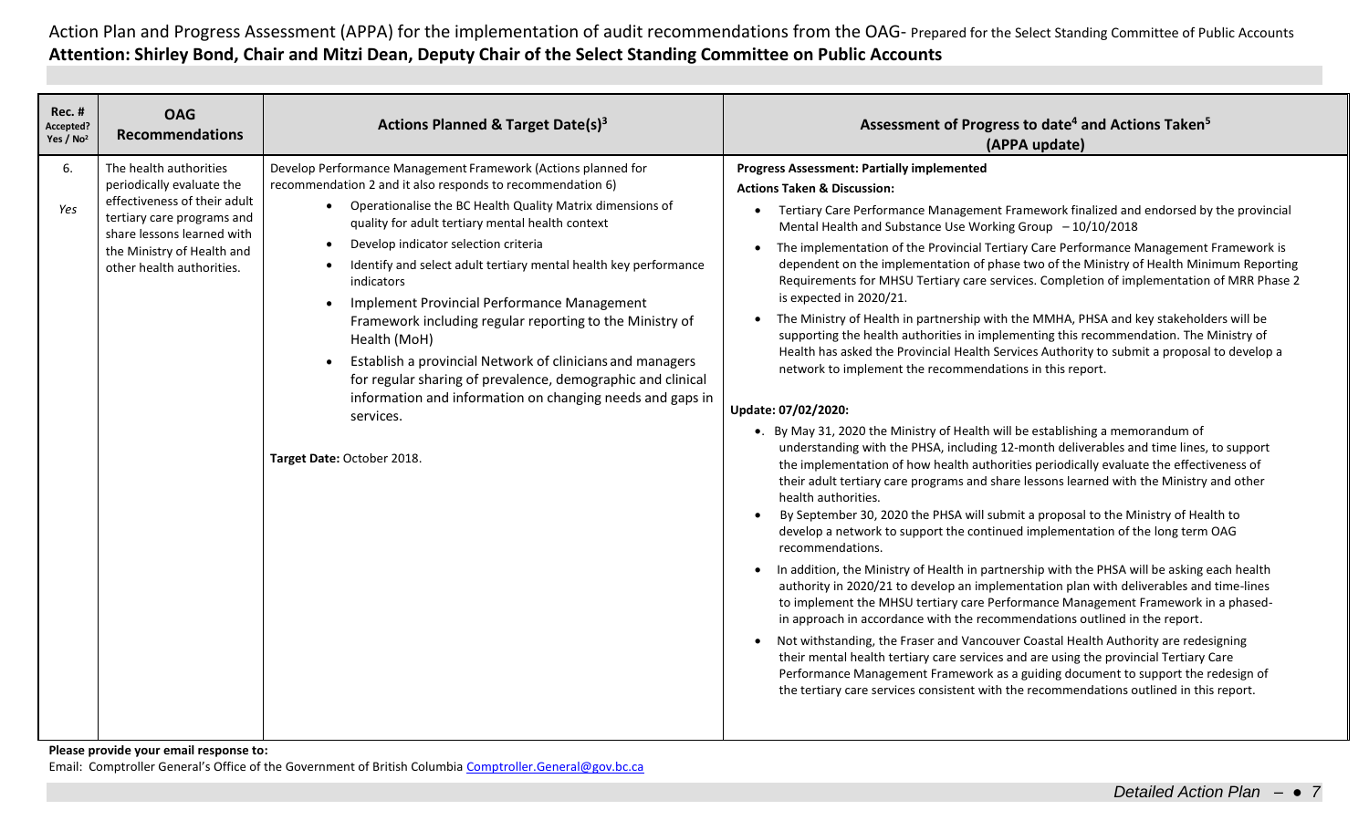Action Plan and Progress Assessment (APPA) for the implementation of audit recommendations from the OAG- Prepared for the Select Standing Committee of Public Accounts

**Attention: Shirley Bond, Chair and Mitzi Dean, Deputy Chair of the Select Standing Committee on Public Accounts**

| Rec. # Accepted? Yes / No[2] | OAG Recommendations | Actions Planned & Target Date(s)[3] | Assessment of Progress to date[4] and Actions Taken[5] (APPA update) |
|---|---|---|---|
| 6. *Yes* | The health authorities periodically evaluate the effectiveness of their adult tertiary care programs and share lessons learned with the Ministry of Health and other health authorities. | Develop Performance Management Framework (Actions planned for recommendation 2 and it also responds to recommendation 6)<br>• Operationalise the BC Health Quality Matrix dimensions of quality for adult tertiary mental health context<br>• Develop indicator selection criteria<br>• Identify and select adult tertiary mental health key performance indicators<br>• Implement Provincial Performance Management Framework including regular reporting to the Ministry of Health (MoH)<br>• Establish a provincial Network of clinicians and managers for regular sharing of prevalence, demographic and clinical information and information on changing needs and gaps in services.<br><br>**Target Date:** October 2018. | **Progress Assessment: Partially implemented**<br>**Actions Taken & Discussion:**<br>• Tertiary Care Performance Management Framework finalized and endorsed by the provincial Mental Health and Substance Use Working Group – 10/10/2018<br>• The implementation of the Provincial Tertiary Care Performance Management Framework is dependent on the implementation of phase two of the Ministry of Health Minimum Reporting Requirements for MHSU Tertiary care services. Completion of implementation of MRR Phase 2 is expected in 2020/21.<br>• The Ministry of Health in partnership with the MMHA, PHSA and key stakeholders will be supporting the health authorities in implementing this recommendation. The Ministry of Health has asked the Provincial Health Services Authority to submit a proposal to develop a network to implement the recommendations in this report.<br><br>**Update: 07/02/2020:**<br>• By May 31, 2020 the Ministry of Health will be establishing a memorandum of understanding with the PHSA, including 12-month deliverables and time lines, to support the implementation of how health authorities periodically evaluate the effectiveness of their adult tertiary care programs and share lessons learned with the Ministry and other health authorities.<br>• By September 30, 2020 the PHSA will submit a proposal to the Ministry of Health to develop a network to support the continued implementation of the long term OAG recommendations.<br>• In addition, the Ministry of Health in partnership with the PHSA will be asking each health authority in 2020/21 to develop an implementation plan with deliverables and time-lines to implement the MHSU tertiary care Performance Management Framework in a phased-in approach in accordance with the recommendations outlined in the report.<br>• Not withstanding, the Fraser and Vancouver Coastal Health Authority are redesigning their mental health tertiary care services and are using the provincial Tertiary Care Performance Management Framework as a guiding document to support the redesign of the tertiary care services consistent with the recommendations outlined in this report. |

**Please provide your email response to:**

Email: Comptroller General's Office of the Government of British Columbia Comptroller.General@gov.bc.ca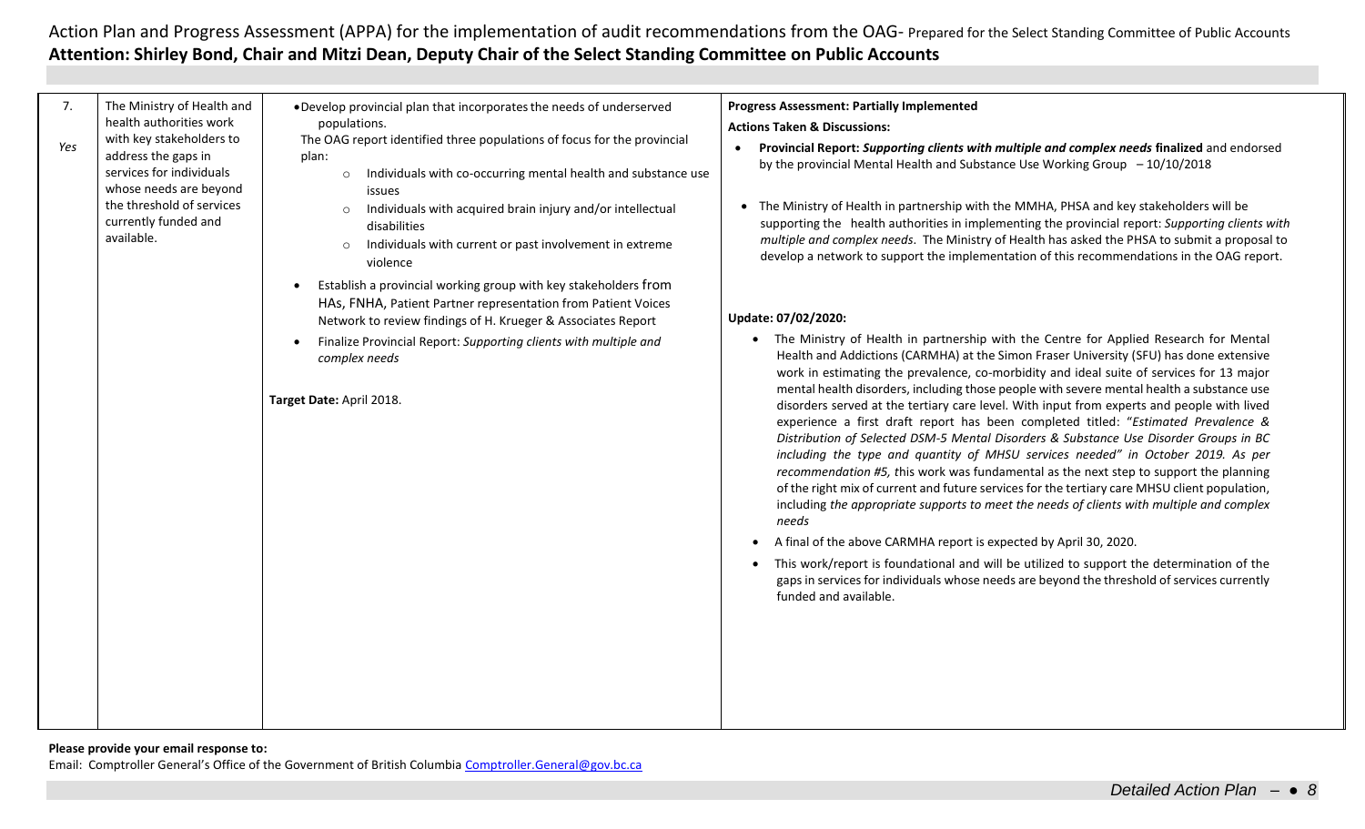| 7.<br><br>*Yes* | The Ministry of Health and health authorities work with key stakeholders to address the gaps in services for individuals whose needs are beyond the threshold of services currently funded and available. | • Develop provincial plan that incorporates the needs of underserved populations.<br>The OAG report identified three populations of focus for the provincial plan:<br>○ Individuals with co-occurring mental health and substance use issues<br>○ Individuals with acquired brain injury and/or intellectual disabilities<br>○ Individuals with current or past involvement in extreme violence<br>• Establish a provincial working group with key stakeholders from HAs, FNHA, Patient Partner representation from Patient Voices Network to review findings of H. Krueger & Associates Report<br>• Finalize Provincial Report: *Supporting clients with multiple and complex needs*<br><br>**Target Date:** April 2018. | **Progress Assessment: Partially Implemented**<br>**Actions Taken & Discussions:**<br>• **Provincial Report: *Supporting clients with multiple and complex needs* finalized** and endorsed by the provincial Mental Health and Substance Use Working Group – 10/10/2018<br>• The Ministry of Health in partnership with the MMHA, PHSA and key stakeholders will be supporting the health authorities in implementing the provincial report: *Supporting clients with multiple and complex needs*. The Ministry of Health has asked the PHSA to submit a proposal to develop a network to support the implementation of this recommendations in the OAG report.<br><br>**Update: 07/02/2020:**<br>• The Ministry of Health in partnership with the Centre for Applied Research for Mental Health and Addictions (CARMHA) at the Simon Fraser University (SFU) has done extensive work in estimating the prevalence, co-morbidity and ideal suite of services for 13 major mental health disorders, including those people with severe mental health a substance use disorders served at the tertiary care level. With input from experts and people with lived experience a first draft report has been completed titled: "*Estimated Prevalence & Distribution of Selected DSM-5 Mental Disorders & Substance Use Disorder Groups in BC including the type and quantity of MHSU services needed" in October 2019. As per recommendation #5, t*his work was fundamental as the next step to support the planning of the right mix of current and future services for the tertiary care MHSU client population, including *the appropriate supports to meet the needs of clients with multiple and complex needs*<br>• A final of the above CARMHA report is expected by April 30, 2020.<br>• This work/report is foundational and will be utilized to support the determination of the gaps in services for individuals whose needs are beyond the threshold of services currently funded and available. |
|---|---|---|---|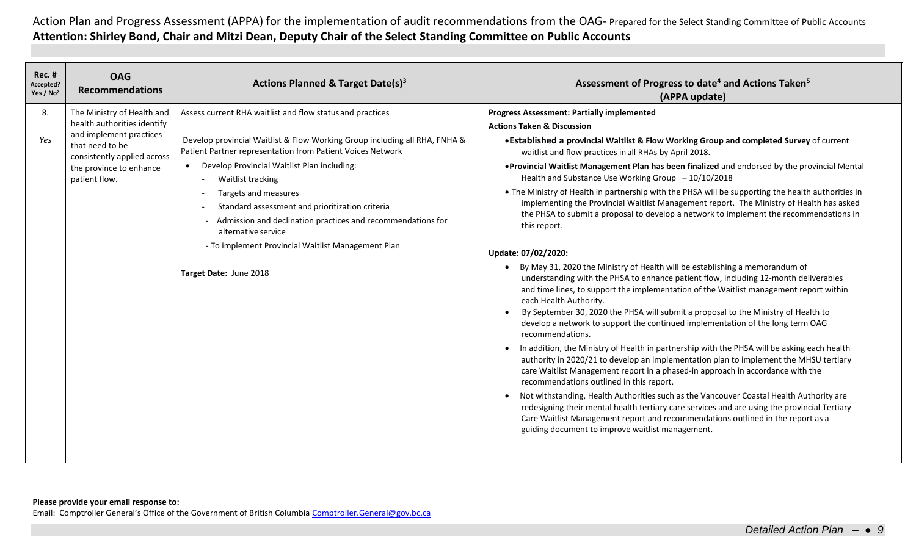Action Plan and Progress Assessment (APPA) for the implementation of audit recommendations from the OAG- Prepared for the Select Standing Committee of Public Accounts

**Attention: Shirley Bond, Chair and Mitzi Dean, Deputy Chair of the Select Standing Committee on Public Accounts**

| Rec. # Accepted? Yes / No[2] | OAG Recommendations | Actions Planned & Target Date(s)[3] | Assessment of Progress to date[4] and Actions Taken[5] (APPA update) |
|---|---|---|---|
| 8.<br><br>*Yes* | The Ministry of Health and health authorities identify and implement practices that need to be consistently applied across the province to enhance patient flow. | Assess current RHA waitlist and flow status and practices<br><br>Develop provincial Waitlist & Flow Working Group including all RHA, FNHA & Patient Partner representation from Patient Voices Network<br><br>• Develop Provincial Waitlist Plan including:<br>- Waitlist tracking<br>- Targets and measures<br>- Standard assessment and prioritization criteria<br>- Admission and declination practices and recommendations for alternative service<br>- To implement Provincial Waitlist Management Plan<br><br>Target Date: June 2018 | **Progress Assessment: Partially implemented**<br>**Actions Taken & Discussion**<br>• **Established a provincial Waitlist & Flow Working Group and completed Survey** of current waitlist and flow practices in all RHAs by April 2018.<br>• **Provincial Waitlist Management Plan has been finalized** and endorsed by the provincial Mental Health and Substance Use Working Group – 10/10/2018<br>• The Ministry of Health in partnership with the PHSA will be supporting the health authorities in implementing the Provincial Waitlist Management report. The Ministry of Health has asked the PHSA to submit a proposal to develop a network to implement the recommendations in this report.<br><br>**Update: 07/02/2020:**<br>• By May 31, 2020 the Ministry of Health will be establishing a memorandum of understanding with the PHSA to enhance patient flow, including 12-month deliverables and time lines, to support the implementation of the Waitlist management report within each Health Authority.<br>• By September 30, 2020 the PHSA will submit a proposal to the Ministry of Health to develop a network to support the continued implementation of the long term OAG recommendations.<br>• In addition, the Ministry of Health in partnership with the PHSA will be asking each health authority in 2020/21 to develop an implementation plan to implement the MHSU tertiary care Waitlist Management report in a phased-in approach in accordance with the recommendations outlined in this report.<br>• Not withstanding, Health Authorities such as the Vancouver Coastal Health Authority are redesigning their mental health tertiary care services and are using the provincial Tertiary Care Waitlist Management report and recommendations outlined in the report as a guiding document to improve waitlist management. |

**Please provide your email response to:**
Email: Comptroller General's Office of the Government of British Columbia Comptroller.General@gov.bc.ca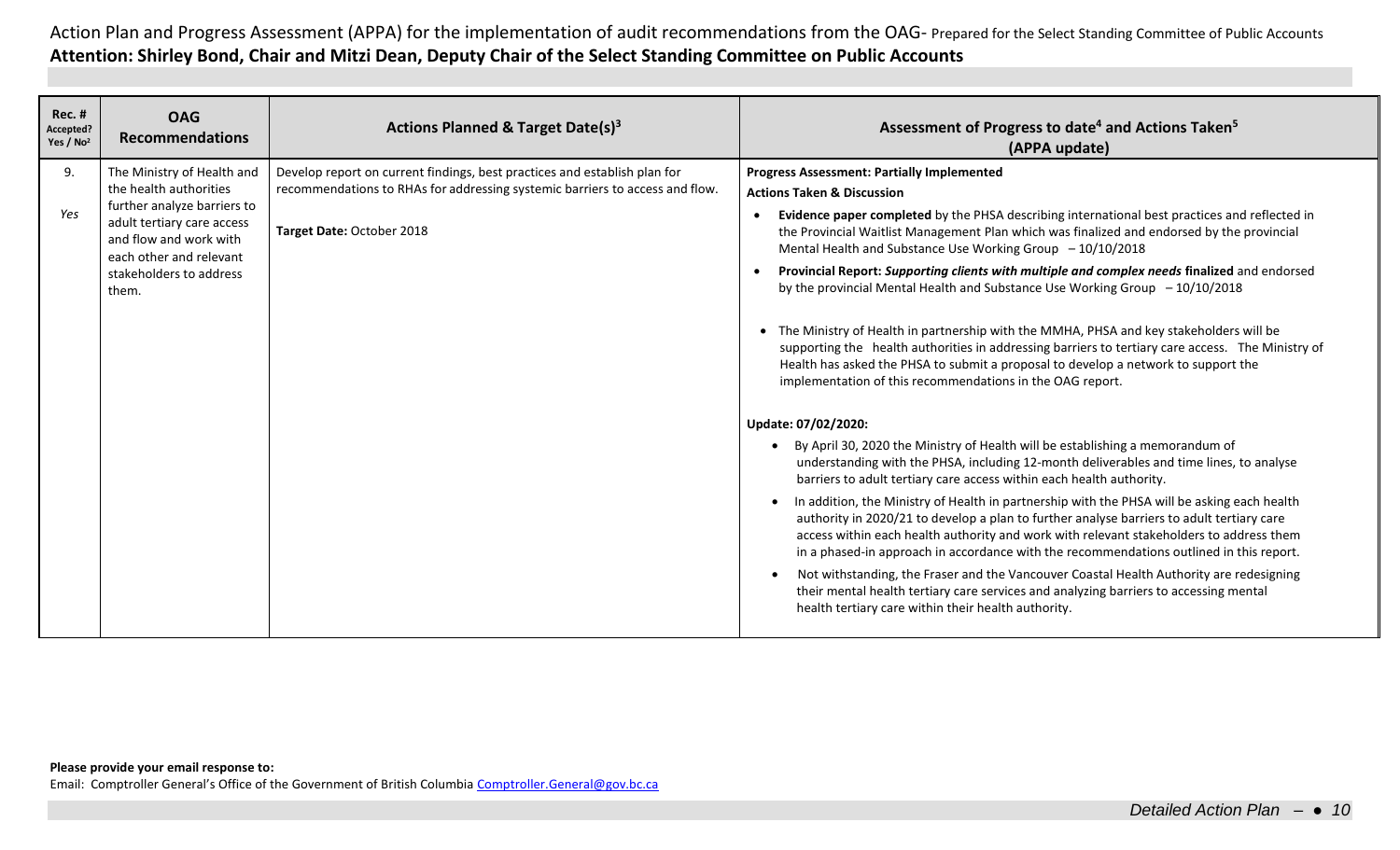Action Plan and Progress Assessment (APPA) for the implementation of audit recommendations from the OAG- Prepared for the Select Standing Committee of Public Accounts

**Attention: Shirley Bond, Chair and Mitzi Dean, Deputy Chair of the Select Standing Committee on Public Accounts**

| Rec. # Accepted? Yes / No[2] | OAG Recommendations | Actions Planned & Target Date(s)[3] | Assessment of Progress to date[4] and Actions Taken[5] (APPA update) |
|---|---|---|---|
| 9.<br><br>*Yes* | The Ministry of Health and the health authorities further analyze barriers to adult tertiary care access and flow and work with each other and relevant stakeholders to address them. | Develop report on current findings, best practices and establish plan for recommendations to RHAs for addressing systemic barriers to access and flow.<br><br>**Target Date:** October 2018 | **Progress Assessment: Partially Implemented**<br>**Actions Taken & Discussion**<br>• **Evidence paper completed** by the PHSA describing international best practices and reflected in the Provincial Waitlist Management Plan which was finalized and endorsed by the provincial Mental Health and Substance Use Working Group – 10/10/2018<br>• **Provincial Report: *Supporting clients with multiple and complex needs* finalized** and endorsed by the provincial Mental Health and Substance Use Working Group – 10/10/2018<br>• The Ministry of Health in partnership with the MMHA, PHSA and key stakeholders will be supporting the health authorities in addressing barriers to tertiary care access. The Ministry of Health has asked the PHSA to submit a proposal to develop a network to support the implementation of this recommendations in the OAG report.<br><br>**Update: 07/02/2020:**<br>• By April 30, 2020 the Ministry of Health will be establishing a memorandum of understanding with the PHSA, including 12-month deliverables and time lines, to analyse barriers to adult tertiary care access within each health authority.<br>• In addition, the Ministry of Health in partnership with the PHSA will be asking each health authority in 2020/21 to develop a plan to further analyse barriers to adult tertiary care access within each health authority and work with relevant stakeholders to address them in a phased-in approach in accordance with the recommendations outlined in this report.<br>• Not withstanding, the Fraser and the Vancouver Coastal Health Authority are redesigning their mental health tertiary care services and analyzing barriers to accessing mental health tertiary care within their health authority. |

**Please provide your email response to:**

Email: Comptroller General's Office of the Government of British Columbia Comptroller.General@gov.bc.ca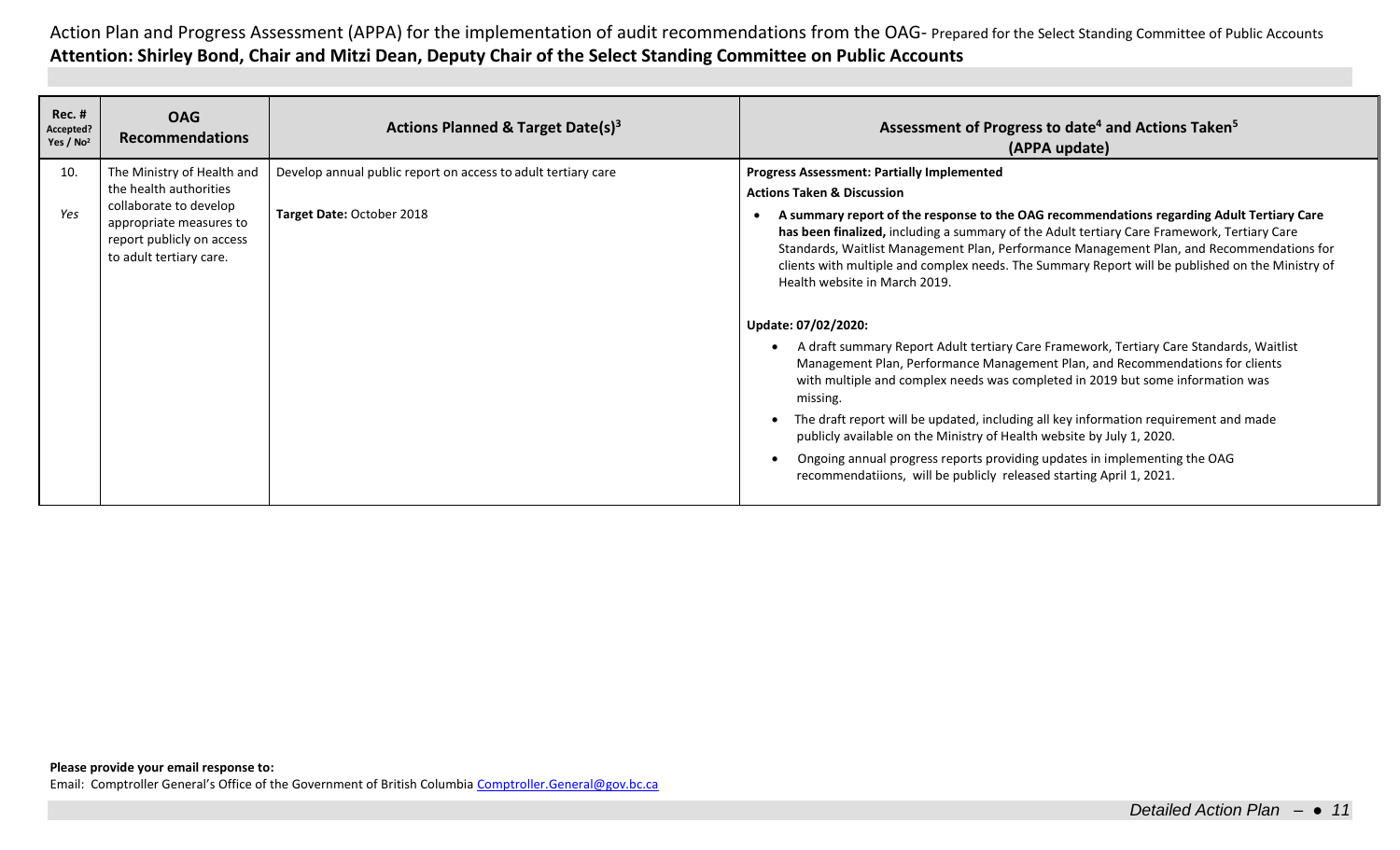Action Plan and Progress Assessment (APPA) for the implementation of audit recommendations from the OAG- Prepared for the Select Standing Committee of Public Accounts

**Attention: Shirley Bond, Chair and Mitzi Dean, Deputy Chair of the Select Standing Committee on Public Accounts**

| Rec. # Accepted? Yes / No[2] | OAG Recommendations | Actions Planned & Target Date(s)[3] | Assessment of Progress to date[4] and Actions Taken[5] (APPA update) |
|---|---|---|---|
| 10.<br><br>*Yes* | The Ministry of Health and the health authorities collaborate to develop appropriate measures to report publicly on access to adult tertiary care. | Develop annual public report on access to adult tertiary care<br><br>**Target Date:** October 2018 | **Progress Assessment: Partially Implemented**<br>**Actions Taken & Discussion**<br>• **A summary report of the response to the OAG recommendations regarding Adult Tertiary Care has been finalized,** including a summary of the Adult tertiary Care Framework, Tertiary Care Standards, Waitlist Management Plan, Performance Management Plan, and Recommendations for clients with multiple and complex needs. The Summary Report will be published on the Ministry of Health website in March 2019.<br><br>**Update: 07/02/2020:**<br>• A draft summary Report Adult tertiary Care Framework, Tertiary Care Standards, Waitlist Management Plan, Performance Management Plan, and Recommendations for clients with multiple and complex needs was completed in 2019 but some information was missing.<br>• The draft report will be updated, including all key information requirement and made publicly available on the Ministry of Health website by July 1, 2020.<br>• Ongoing annual progress reports providing updates in implementing the OAG recommendatiions, will be publicly released starting April 1, 2021. |

**Please provide your email response to:**
Email: Comptroller General's Office of the Government of British Columbia Comptroller.General@gov.bc.ca